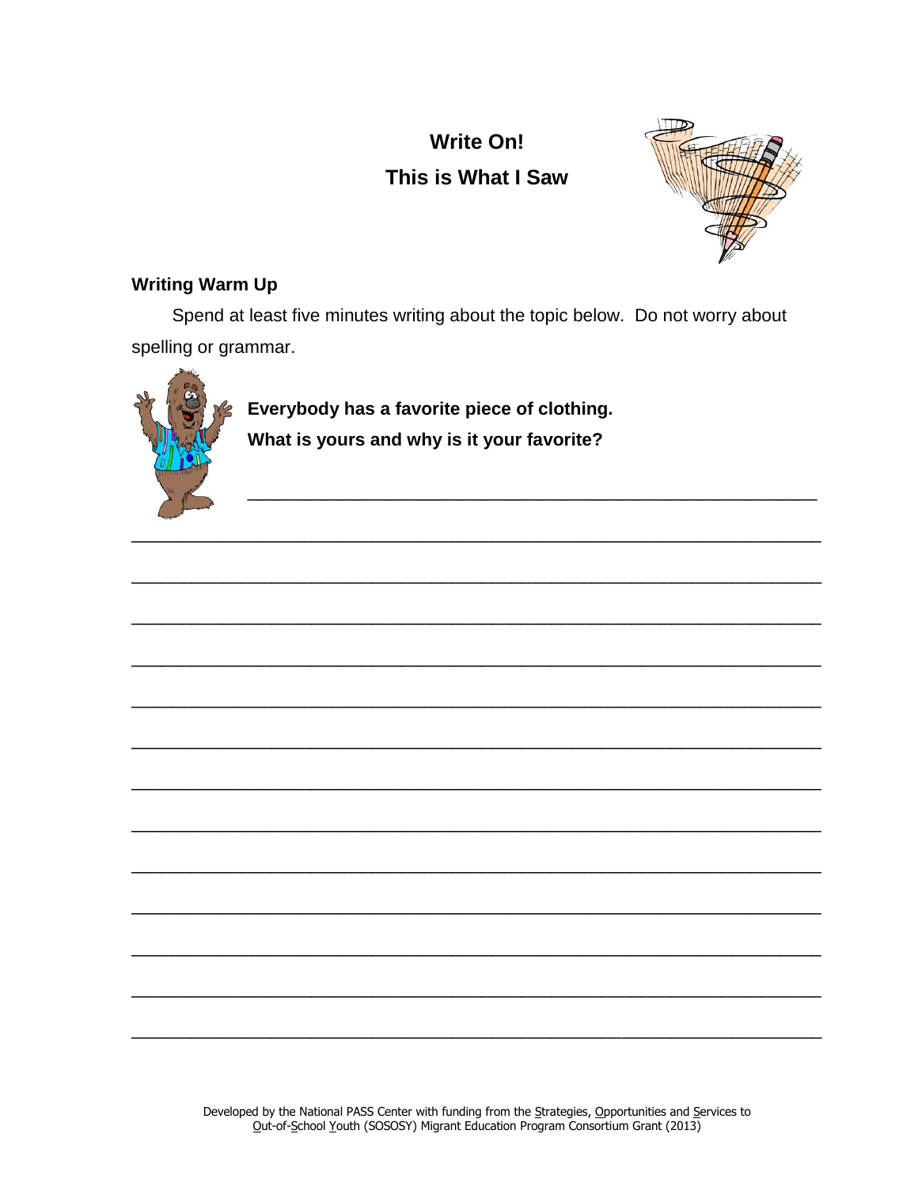# Write On!

## This is What I Saw

### Writing Warm Up

Spend at least five minutes writing about the topic below. Do not worry about spelling or grammar.

**Everybody has a favorite piece of clothing.**

**What is yours and why is it your favorite?**

______________________________________________________________

______________________________________________________________

______________________________________________________________

______________________________________________________________

______________________________________________________________

______________________________________________________________

______________________________________________________________

______________________________________________________________

______________________________________________________________

______________________________________________________________

______________________________________________________________

______________________________________________________________

______________________________________________________________

______________________________________________________________

Developed by the National PASS Center with funding from the Strategies, Opportunities and Services to Out-of-School Youth (SOSOSY) Migrant Education Program Consortium Grant (2013)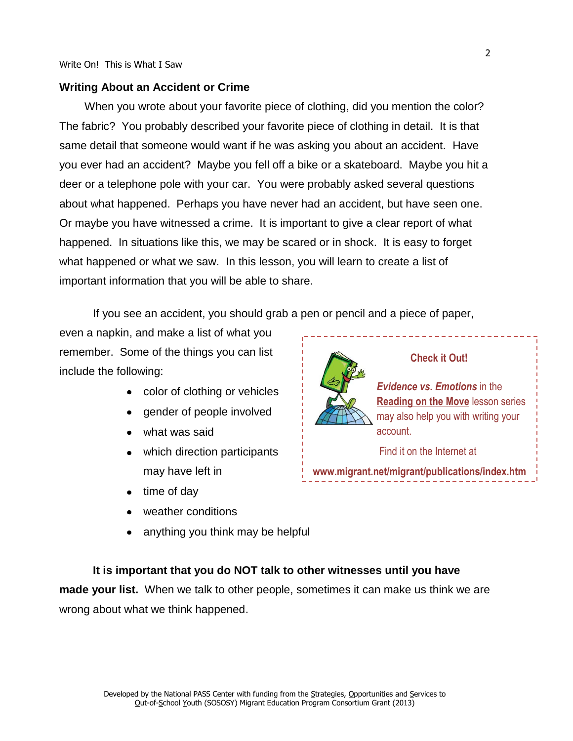## Writing About an Accident or Crime

When you wrote about your favorite piece of clothing, did you mention the color? The fabric? You probably described your favorite piece of clothing in detail. It is that same detail that someone would want if he was asking you about an accident. Have you ever had an accident? Maybe you fell off a bike or a skateboard. Maybe you hit a deer or a telephone pole with your car. You were probably asked several questions about what happened. Perhaps you have never had an accident, but have seen one. Or maybe you have witnessed a crime. It is important to give a clear report of what happened. In situations like this, we may be scared or in shock. It is easy to forget what happened or what we saw. In this lesson, you will learn to create a list of important information that you will be able to share.

If you see an accident, you should grab a pen or pencil and a piece of paper, even a napkin, and make a list of what you remember. Some of the things you can list include the following:

- color of clothing or vehicles
- gender of people involved
- what was said
- which direction participants may have left in
- time of day
- weather conditions
- anything you think may be helpful

> **Check it Out!**
>
> ***Evidence vs. Emotions*** in the **Reading on the Move** lesson series may also help you with writing your account.
>
> Find it on the Internet at
>
> **www.migrant.net/migrant/publications/index.htm**

**It is important that you do NOT talk to other witnesses until you have made your list.** When we talk to other people, sometimes it can make us think we are wrong about what we think happened.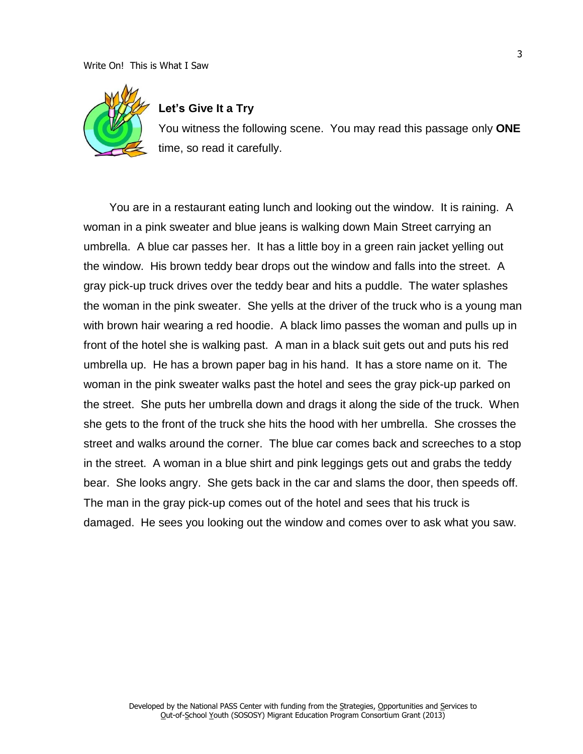### Let's Give It a Try

You witness the following scene. You may read this passage only **ONE** time, so read it carefully.

You are in a restaurant eating lunch and looking out the window. It is raining. A woman in a pink sweater and blue jeans is walking down Main Street carrying an umbrella. A blue car passes her. It has a little boy in a green rain jacket yelling out the window. His brown teddy bear drops out the window and falls into the street. A gray pick-up truck drives over the teddy bear and hits a puddle. The water splashes the woman in the pink sweater. She yells at the driver of the truck who is a young man with brown hair wearing a red hoodie. A black limo passes the woman and pulls up in front of the hotel she is walking past. A man in a black suit gets out and puts his red umbrella up. He has a brown paper bag in his hand. It has a store name on it. The woman in the pink sweater walks past the hotel and sees the gray pick-up parked on the street. She puts her umbrella down and drags it along the side of the truck. When she gets to the front of the truck she hits the hood with her umbrella. She crosses the street and walks around the corner. The blue car comes back and screeches to a stop in the street. A woman in a blue shirt and pink leggings gets out and grabs the teddy bear. She looks angry. She gets back in the car and slams the door, then speeds off. The man in the gray pick-up comes out of the hotel and sees that his truck is damaged. He sees you looking out the window and comes over to ask what you saw.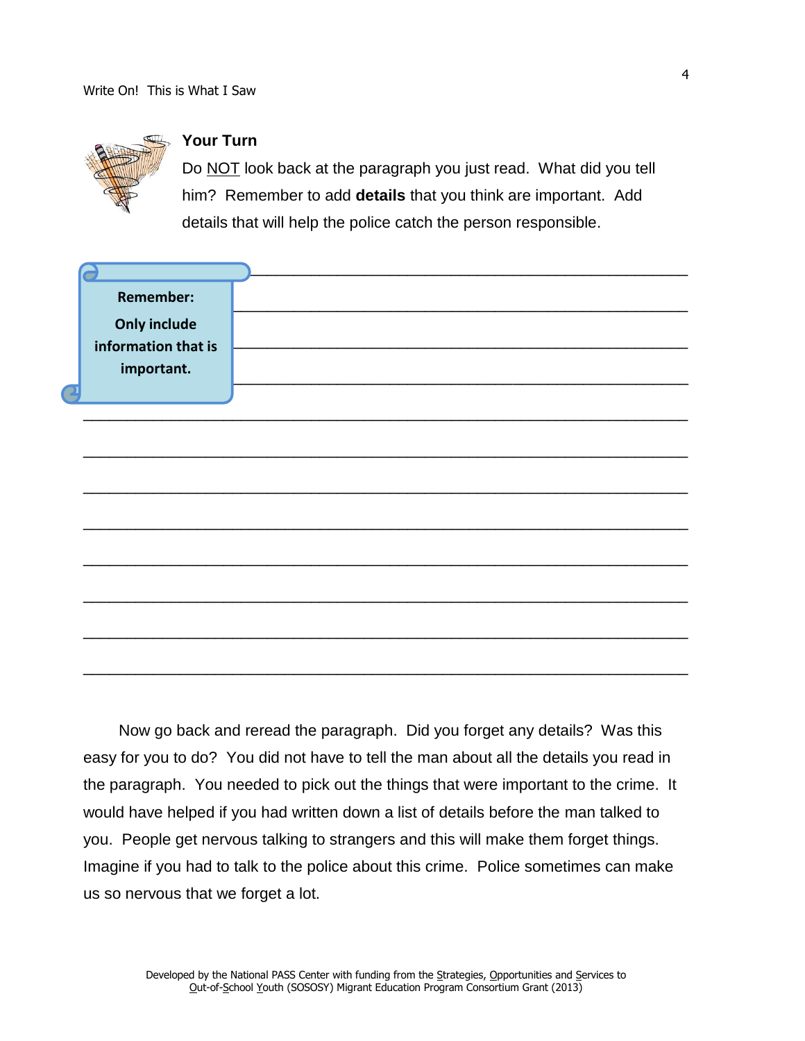## Your Turn

Do <u>NOT</u> look back at the paragraph you just read. What did you tell him? Remember to add **details** that you think are important. Add details that will help the police catch the person responsible.

> **Remember:**
>
> **Only include information that is important.**

_______________________________________________

_______________________________________________

_______________________________________________

_______________________________________________

_______________________________________________________________

_______________________________________________________________

_______________________________________________________________

_______________________________________________________________

_______________________________________________________________

_______________________________________________________________

_______________________________________________________________

_______________________________________________________________

Now go back and reread the paragraph. Did you forget any details? Was this easy for you to do? You did not have to tell the man about all the details you read in the paragraph. You needed to pick out the things that were important to the crime. It would have helped if you had written down a list of details before the man talked to you. People get nervous talking to strangers and this will make them forget things. Imagine if you had to talk to the police about this crime. Police sometimes can make us so nervous that we forget a lot.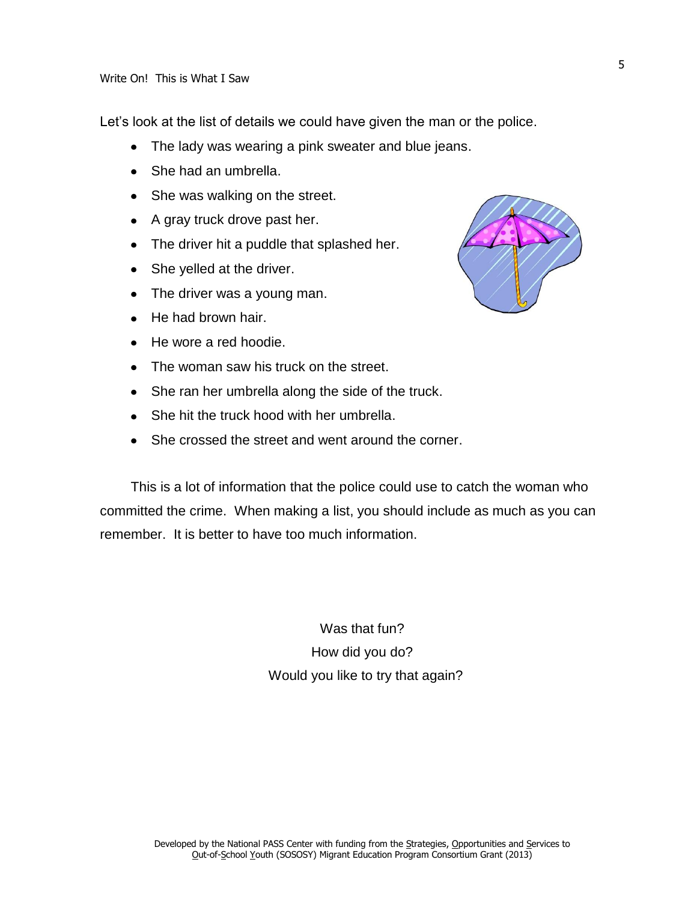Let's look at the list of details we could have given the man or the police.

- The lady was wearing a pink sweater and blue jeans.
- She had an umbrella.
- She was walking on the street.
- A gray truck drove past her.
- The driver hit a puddle that splashed her.
- She yelled at the driver.
- The driver was a young man.
- He had brown hair.
- He wore a red hoodie.
- The woman saw his truck on the street.
- She ran her umbrella along the side of the truck.
- She hit the truck hood with her umbrella.
- She crossed the street and went around the corner.

This is a lot of information that the police could use to catch the woman who committed the crime. When making a list, you should include as much as you can remember. It is better to have too much information.

Was that fun?
How did you do?
Would you like to try that again?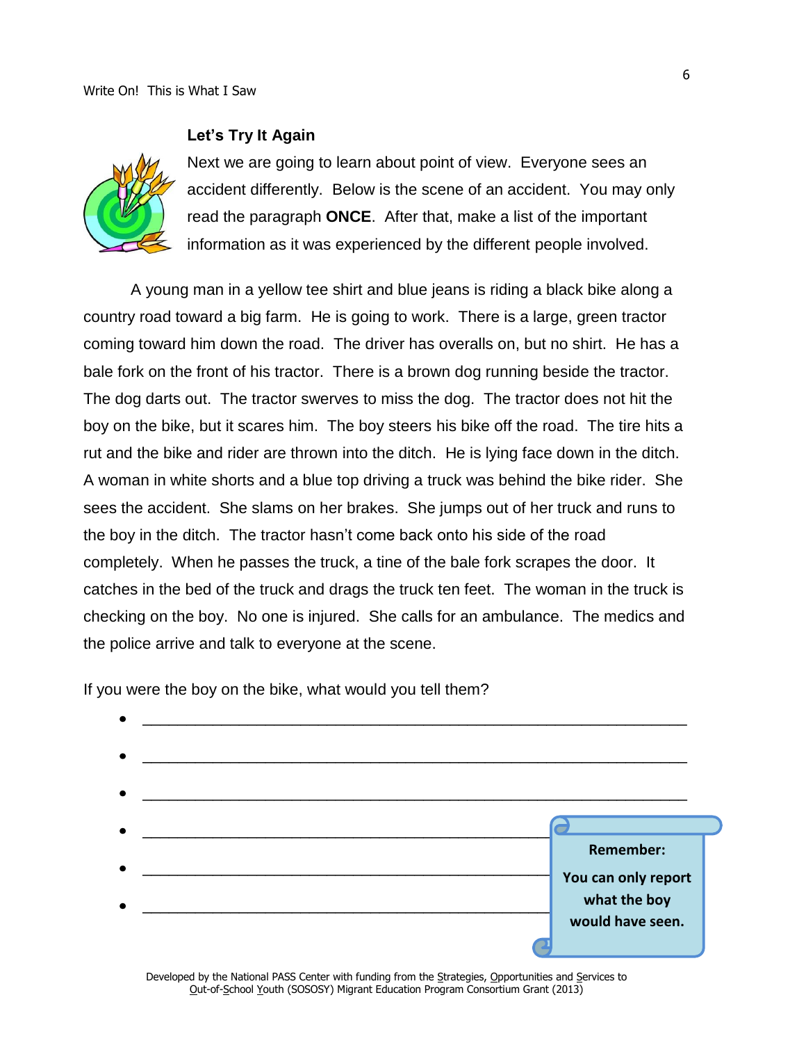### Let's Try It Again

Next we are going to learn about point of view. Everyone sees an accident differently. Below is the scene of an accident. You may only read the paragraph **ONCE**. After that, make a list of the important information as it was experienced by the different people involved.

A young man in a yellow tee shirt and blue jeans is riding a black bike along a country road toward a big farm. He is going to work. There is a large, green tractor coming toward him down the road. The driver has overalls on, but no shirt. He has a bale fork on the front of his tractor. There is a brown dog running beside the tractor. The dog darts out. The tractor swerves to miss the dog. The tractor does not hit the boy on the bike, but it scares him. The boy steers his bike off the road. The tire hits a rut and the bike and rider are thrown into the ditch. He is lying face down in the ditch. A woman in white shorts and a blue top driving a truck was behind the bike rider. She sees the accident. She slams on her brakes. She jumps out of her truck and runs to the boy in the ditch. The tractor hasn't come back onto his side of the road completely. When he passes the truck, a tine of the bale fork scrapes the door. It catches in the bed of the truck and drags the truck ten feet. The woman in the truck is checking on the boy. No one is injured. She calls for an ambulance. The medics and the police arrive and talk to everyone at the scene.

If you were the boy on the bike, what would you tell them?

- ___________________________________________________________
- ___________________________________________________________
- ___________________________________________________________
- _______________________________________________
- _______________________________________________
- _______________________________________________

**Remember:**

**You can only report what the boy would have seen.**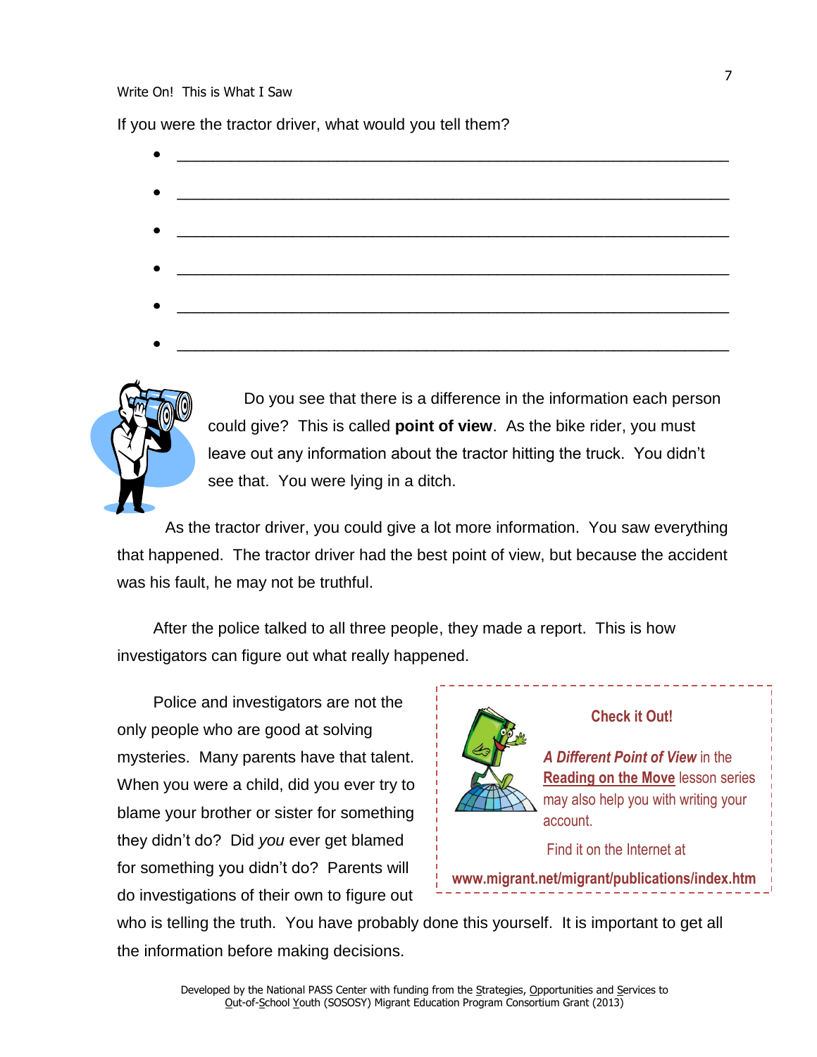If you were the tractor driver, what would you tell them?

- ______________________________________________________________
- ______________________________________________________________
- ______________________________________________________________
- ______________________________________________________________
- ______________________________________________________________
- ______________________________________________________________

Do you see that there is a difference in the information each person could give? This is called **point of view**. As the bike rider, you must leave out any information about the tractor hitting the truck. You didn't see that. You were lying in a ditch.

As the tractor driver, you could give a lot more information. You saw everything that happened. The tractor driver had the best point of view, but because the accident was his fault, he may not be truthful.

After the police talked to all three people, they made a report. This is how investigators can figure out what really happened.

Police and investigators are not the only people who are good at solving mysteries. Many parents have that talent. When you were a child, did you ever try to blame your brother or sister for something they didn't do? Did *you* ever get blamed for something you didn't do? Parents will do investigations of their own to figure out who is telling the truth. You have probably done this yourself. It is important to get all the information before making decisions.

> **Check it Out!**
>
> ***A Different Point of View*** in the **Reading on the Move** lesson series may also help you with writing your account.
>
> Find it on the Internet at
>
> **www.migrant.net/migrant/publications/index.htm**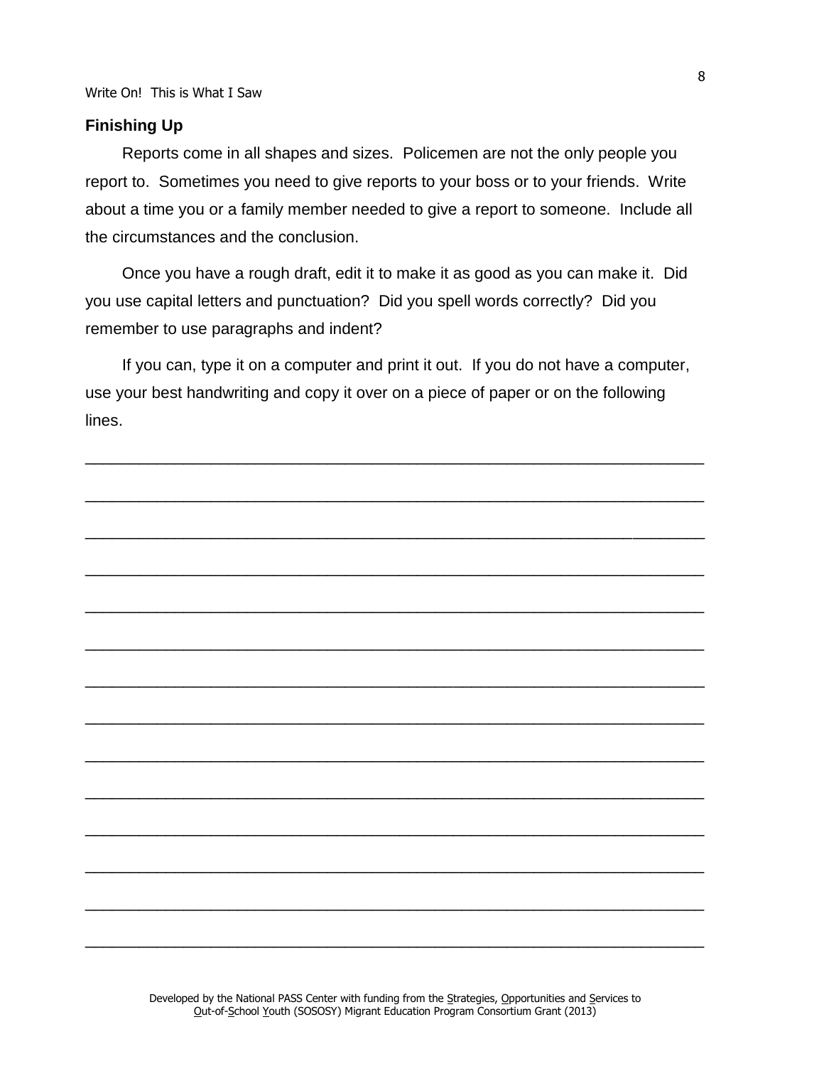## Finishing Up

Reports come in all shapes and sizes. Policemen are not the only people you report to. Sometimes you need to give reports to your boss or to your friends. Write about a time you or a family member needed to give a report to someone. Include all the circumstances and the conclusion.

Once you have a rough draft, edit it to make it as good as you can make it. Did you use capital letters and punctuation? Did you spell words correctly? Did you remember to use paragraphs and indent?

If you can, type it on a computer and print it out. If you do not have a computer, use your best handwriting and copy it over on a piece of paper or on the following lines.

\_\_\_\_\_\_\_\_\_\_\_\_\_\_\_\_\_\_\_\_\_\_\_\_\_\_\_\_\_\_\_\_\_\_\_\_\_\_\_\_\_\_\_\_\_\_\_\_\_\_\_\_\_\_\_\_\_\_\_\_\_\_\_\_\_\_\_\_

\_\_\_\_\_\_\_\_\_\_\_\_\_\_\_\_\_\_\_\_\_\_\_\_\_\_\_\_\_\_\_\_\_\_\_\_\_\_\_\_\_\_\_\_\_\_\_\_\_\_\_\_\_\_\_\_\_\_\_\_\_\_\_\_\_\_\_\_

\_\_\_\_\_\_\_\_\_\_\_\_\_\_\_\_\_\_\_\_\_\_\_\_\_\_\_\_\_\_\_\_\_\_\_\_\_\_\_\_\_\_\_\_\_\_\_\_\_\_\_\_\_\_\_\_\_\_\_\_\_\_\_\_\_\_\_\_

\_\_\_\_\_\_\_\_\_\_\_\_\_\_\_\_\_\_\_\_\_\_\_\_\_\_\_\_\_\_\_\_\_\_\_\_\_\_\_\_\_\_\_\_\_\_\_\_\_\_\_\_\_\_\_\_\_\_\_\_\_\_\_\_\_\_\_\_

\_\_\_\_\_\_\_\_\_\_\_\_\_\_\_\_\_\_\_\_\_\_\_\_\_\_\_\_\_\_\_\_\_\_\_\_\_\_\_\_\_\_\_\_\_\_\_\_\_\_\_\_\_\_\_\_\_\_\_\_\_\_\_\_\_\_\_\_

\_\_\_\_\_\_\_\_\_\_\_\_\_\_\_\_\_\_\_\_\_\_\_\_\_\_\_\_\_\_\_\_\_\_\_\_\_\_\_\_\_\_\_\_\_\_\_\_\_\_\_\_\_\_\_\_\_\_\_\_\_\_\_\_\_\_\_\_

\_\_\_\_\_\_\_\_\_\_\_\_\_\_\_\_\_\_\_\_\_\_\_\_\_\_\_\_\_\_\_\_\_\_\_\_\_\_\_\_\_\_\_\_\_\_\_\_\_\_\_\_\_\_\_\_\_\_\_\_\_\_\_\_\_\_\_\_

\_\_\_\_\_\_\_\_\_\_\_\_\_\_\_\_\_\_\_\_\_\_\_\_\_\_\_\_\_\_\_\_\_\_\_\_\_\_\_\_\_\_\_\_\_\_\_\_\_\_\_\_\_\_\_\_\_\_\_\_\_\_\_\_\_\_\_\_

\_\_\_\_\_\_\_\_\_\_\_\_\_\_\_\_\_\_\_\_\_\_\_\_\_\_\_\_\_\_\_\_\_\_\_\_\_\_\_\_\_\_\_\_\_\_\_\_\_\_\_\_\_\_\_\_\_\_\_\_\_\_\_\_\_\_\_\_

\_\_\_\_\_\_\_\_\_\_\_\_\_\_\_\_\_\_\_\_\_\_\_\_\_\_\_\_\_\_\_\_\_\_\_\_\_\_\_\_\_\_\_\_\_\_\_\_\_\_\_\_\_\_\_\_\_\_\_\_\_\_\_\_\_\_\_\_

\_\_\_\_\_\_\_\_\_\_\_\_\_\_\_\_\_\_\_\_\_\_\_\_\_\_\_\_\_\_\_\_\_\_\_\_\_\_\_\_\_\_\_\_\_\_\_\_\_\_\_\_\_\_\_\_\_\_\_\_\_\_\_\_\_\_\_\_

\_\_\_\_\_\_\_\_\_\_\_\_\_\_\_\_\_\_\_\_\_\_\_\_\_\_\_\_\_\_\_\_\_\_\_\_\_\_\_\_\_\_\_\_\_\_\_\_\_\_\_\_\_\_\_\_\_\_\_\_\_\_\_\_\_\_\_\_

\_\_\_\_\_\_\_\_\_\_\_\_\_\_\_\_\_\_\_\_\_\_\_\_\_\_\_\_\_\_\_\_\_\_\_\_\_\_\_\_\_\_\_\_\_\_\_\_\_\_\_\_\_\_\_\_\_\_\_\_\_\_\_\_\_\_\_\_

\_\_\_\_\_\_\_\_\_\_\_\_\_\_\_\_\_\_\_\_\_\_\_\_\_\_\_\_\_\_\_\_\_\_\_\_\_\_\_\_\_\_\_\_\_\_\_\_\_\_\_\_\_\_\_\_\_\_\_\_\_\_\_\_\_\_\_\_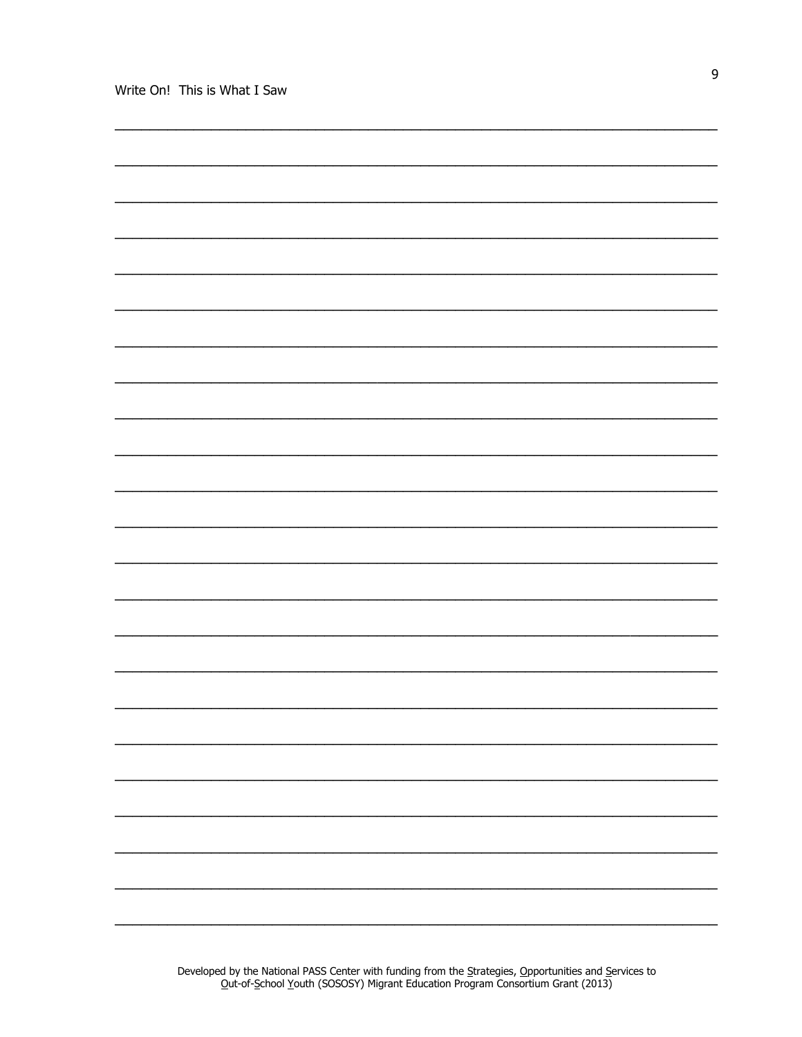Write On! This is What I Saw

\_\_\_\_\_\_\_\_\_\_\_\_\_\_\_\_\_\_\_\_\_\_\_\_\_\_\_\_\_\_\_\_\_\_\_\_\_\_\_\_\_\_\_\_\_\_\_\_\_\_\_\_\_\_\_\_\_\_\_\_\_\_\_\_\_\_\_\_\_\_\_\_\_\_\_\_

\_\_\_\_\_\_\_\_\_\_\_\_\_\_\_\_\_\_\_\_\_\_\_\_\_\_\_\_\_\_\_\_\_\_\_\_\_\_\_\_\_\_\_\_\_\_\_\_\_\_\_\_\_\_\_\_\_\_\_\_\_\_\_\_\_\_\_\_\_\_\_\_\_\_\_\_

\_\_\_\_\_\_\_\_\_\_\_\_\_\_\_\_\_\_\_\_\_\_\_\_\_\_\_\_\_\_\_\_\_\_\_\_\_\_\_\_\_\_\_\_\_\_\_\_\_\_\_\_\_\_\_\_\_\_\_\_\_\_\_\_\_\_\_\_\_\_\_\_\_\_\_\_

\_\_\_\_\_\_\_\_\_\_\_\_\_\_\_\_\_\_\_\_\_\_\_\_\_\_\_\_\_\_\_\_\_\_\_\_\_\_\_\_\_\_\_\_\_\_\_\_\_\_\_\_\_\_\_\_\_\_\_\_\_\_\_\_\_\_\_\_\_\_\_\_\_\_\_\_

\_\_\_\_\_\_\_\_\_\_\_\_\_\_\_\_\_\_\_\_\_\_\_\_\_\_\_\_\_\_\_\_\_\_\_\_\_\_\_\_\_\_\_\_\_\_\_\_\_\_\_\_\_\_\_\_\_\_\_\_\_\_\_\_\_\_\_\_\_\_\_\_\_\_\_\_

\_\_\_\_\_\_\_\_\_\_\_\_\_\_\_\_\_\_\_\_\_\_\_\_\_\_\_\_\_\_\_\_\_\_\_\_\_\_\_\_\_\_\_\_\_\_\_\_\_\_\_\_\_\_\_\_\_\_\_\_\_\_\_\_\_\_\_\_\_\_\_\_\_\_\_\_

\_\_\_\_\_\_\_\_\_\_\_\_\_\_\_\_\_\_\_\_\_\_\_\_\_\_\_\_\_\_\_\_\_\_\_\_\_\_\_\_\_\_\_\_\_\_\_\_\_\_\_\_\_\_\_\_\_\_\_\_\_\_\_\_\_\_\_\_\_\_\_\_\_\_\_\_

\_\_\_\_\_\_\_\_\_\_\_\_\_\_\_\_\_\_\_\_\_\_\_\_\_\_\_\_\_\_\_\_\_\_\_\_\_\_\_\_\_\_\_\_\_\_\_\_\_\_\_\_\_\_\_\_\_\_\_\_\_\_\_\_\_\_\_\_\_\_\_\_\_\_\_\_

\_\_\_\_\_\_\_\_\_\_\_\_\_\_\_\_\_\_\_\_\_\_\_\_\_\_\_\_\_\_\_\_\_\_\_\_\_\_\_\_\_\_\_\_\_\_\_\_\_\_\_\_\_\_\_\_\_\_\_\_\_\_\_\_\_\_\_\_\_\_\_\_\_\_\_\_

\_\_\_\_\_\_\_\_\_\_\_\_\_\_\_\_\_\_\_\_\_\_\_\_\_\_\_\_\_\_\_\_\_\_\_\_\_\_\_\_\_\_\_\_\_\_\_\_\_\_\_\_\_\_\_\_\_\_\_\_\_\_\_\_\_\_\_\_\_\_\_\_\_\_\_\_

\_\_\_\_\_\_\_\_\_\_\_\_\_\_\_\_\_\_\_\_\_\_\_\_\_\_\_\_\_\_\_\_\_\_\_\_\_\_\_\_\_\_\_\_\_\_\_\_\_\_\_\_\_\_\_\_\_\_\_\_\_\_\_\_\_\_\_\_\_\_\_\_\_\_\_\_

\_\_\_\_\_\_\_\_\_\_\_\_\_\_\_\_\_\_\_\_\_\_\_\_\_\_\_\_\_\_\_\_\_\_\_\_\_\_\_\_\_\_\_\_\_\_\_\_\_\_\_\_\_\_\_\_\_\_\_\_\_\_\_\_\_\_\_\_\_\_\_\_\_\_\_\_

\_\_\_\_\_\_\_\_\_\_\_\_\_\_\_\_\_\_\_\_\_\_\_\_\_\_\_\_\_\_\_\_\_\_\_\_\_\_\_\_\_\_\_\_\_\_\_\_\_\_\_\_\_\_\_\_\_\_\_\_\_\_\_\_\_\_\_\_\_\_\_\_\_\_\_\_

\_\_\_\_\_\_\_\_\_\_\_\_\_\_\_\_\_\_\_\_\_\_\_\_\_\_\_\_\_\_\_\_\_\_\_\_\_\_\_\_\_\_\_\_\_\_\_\_\_\_\_\_\_\_\_\_\_\_\_\_\_\_\_\_\_\_\_\_\_\_\_\_\_\_\_\_

\_\_\_\_\_\_\_\_\_\_\_\_\_\_\_\_\_\_\_\_\_\_\_\_\_\_\_\_\_\_\_\_\_\_\_\_\_\_\_\_\_\_\_\_\_\_\_\_\_\_\_\_\_\_\_\_\_\_\_\_\_\_\_\_\_\_\_\_\_\_\_\_\_\_\_\_

\_\_\_\_\_\_\_\_\_\_\_\_\_\_\_\_\_\_\_\_\_\_\_\_\_\_\_\_\_\_\_\_\_\_\_\_\_\_\_\_\_\_\_\_\_\_\_\_\_\_\_\_\_\_\_\_\_\_\_\_\_\_\_\_\_\_\_\_\_\_\_\_\_\_\_\_

\_\_\_\_\_\_\_\_\_\_\_\_\_\_\_\_\_\_\_\_\_\_\_\_\_\_\_\_\_\_\_\_\_\_\_\_\_\_\_\_\_\_\_\_\_\_\_\_\_\_\_\_\_\_\_\_\_\_\_\_\_\_\_\_\_\_\_\_\_\_\_\_\_\_\_\_

\_\_\_\_\_\_\_\_\_\_\_\_\_\_\_\_\_\_\_\_\_\_\_\_\_\_\_\_\_\_\_\_\_\_\_\_\_\_\_\_\_\_\_\_\_\_\_\_\_\_\_\_\_\_\_\_\_\_\_\_\_\_\_\_\_\_\_\_\_\_\_\_\_\_\_\_

\_\_\_\_\_\_\_\_\_\_\_\_\_\_\_\_\_\_\_\_\_\_\_\_\_\_\_\_\_\_\_\_\_\_\_\_\_\_\_\_\_\_\_\_\_\_\_\_\_\_\_\_\_\_\_\_\_\_\_\_\_\_\_\_\_\_\_\_\_\_\_\_\_\_\_\_

\_\_\_\_\_\_\_\_\_\_\_\_\_\_\_\_\_\_\_\_\_\_\_\_\_\_\_\_\_\_\_\_\_\_\_\_\_\_\_\_\_\_\_\_\_\_\_\_\_\_\_\_\_\_\_\_\_\_\_\_\_\_\_\_\_\_\_\_\_\_\_\_\_\_\_\_

\_\_\_\_\_\_\_\_\_\_\_\_\_\_\_\_\_\_\_\_\_\_\_\_\_\_\_\_\_\_\_\_\_\_\_\_\_\_\_\_\_\_\_\_\_\_\_\_\_\_\_\_\_\_\_\_\_\_\_\_\_\_\_\_\_\_\_\_\_\_\_\_\_\_\_\_

\_\_\_\_\_\_\_\_\_\_\_\_\_\_\_\_\_\_\_\_\_\_\_\_\_\_\_\_\_\_\_\_\_\_\_\_\_\_\_\_\_\_\_\_\_\_\_\_\_\_\_\_\_\_\_\_\_\_\_\_\_\_\_\_\_\_\_\_\_\_\_\_\_\_\_\_

\_\_\_\_\_\_\_\_\_\_\_\_\_\_\_\_\_\_\_\_\_\_\_\_\_\_\_\_\_\_\_\_\_\_\_\_\_\_\_\_\_\_\_\_\_\_\_\_\_\_\_\_\_\_\_\_\_\_\_\_\_\_\_\_\_\_\_\_\_\_\_\_\_\_\_\_

Developed by the National PASS Center with funding from the Strategies, Opportunities and Services to Out-of-School Youth (SOSOSY) Migrant Education Program Consortium Grant (2013)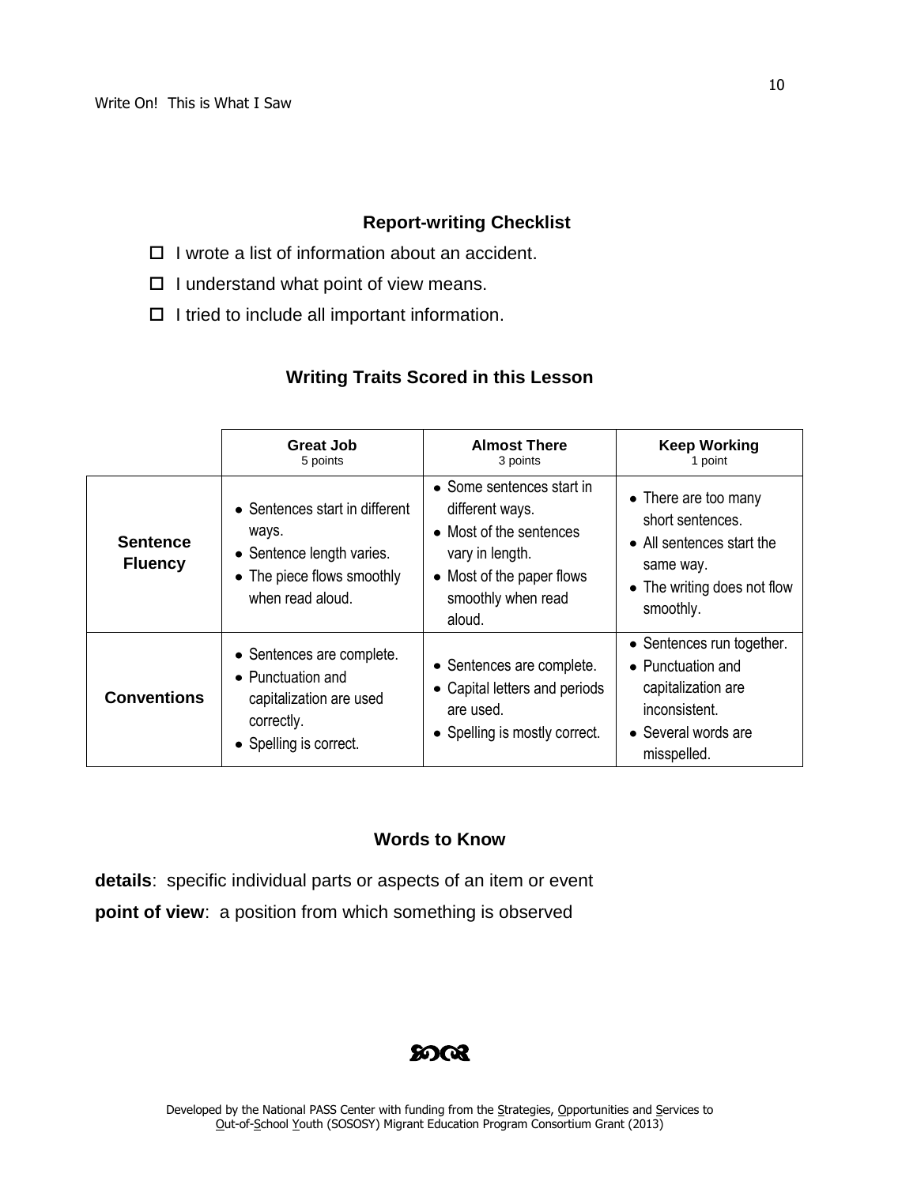## Report-writing Checklist

- ☐ I wrote a list of information about an accident.
- ☐ I understand what point of view means.
- ☐ I tried to include all important information.

## Writing Traits Scored in this Lesson

| | Great Job<br>5 points | Almost There<br>3 points | Keep Working<br>1 point |
|---|---|---|---|
| **Sentence Fluency** | • Sentences start in different ways.<br>• Sentence length varies.<br>• The piece flows smoothly when read aloud. | • Some sentences start in different ways.<br>• Most of the sentences vary in length.<br>• Most of the paper flows smoothly when read aloud. | • There are too many short sentences.<br>• All sentences start the same way.<br>• The writing does not flow smoothly. |
| **Conventions** | • Sentences are complete.<br>• Punctuation and capitalization are used correctly.<br>• Spelling is correct. | • Sentences are complete.<br>• Capital letters and periods are used.<br>• Spelling is mostly correct. | • Sentences run together.<br>• Punctuation and capitalization are inconsistent.<br>• Several words are misspelled. |

## Words to Know

**details**: specific individual parts or aspects of an item or event

**point of view**: a position from which something is observed

Developed by the National PASS Center with funding from the Strategies, Opportunities and Services to Out-of-School Youth (SOSOSY) Migrant Education Program Consortium Grant (2013)